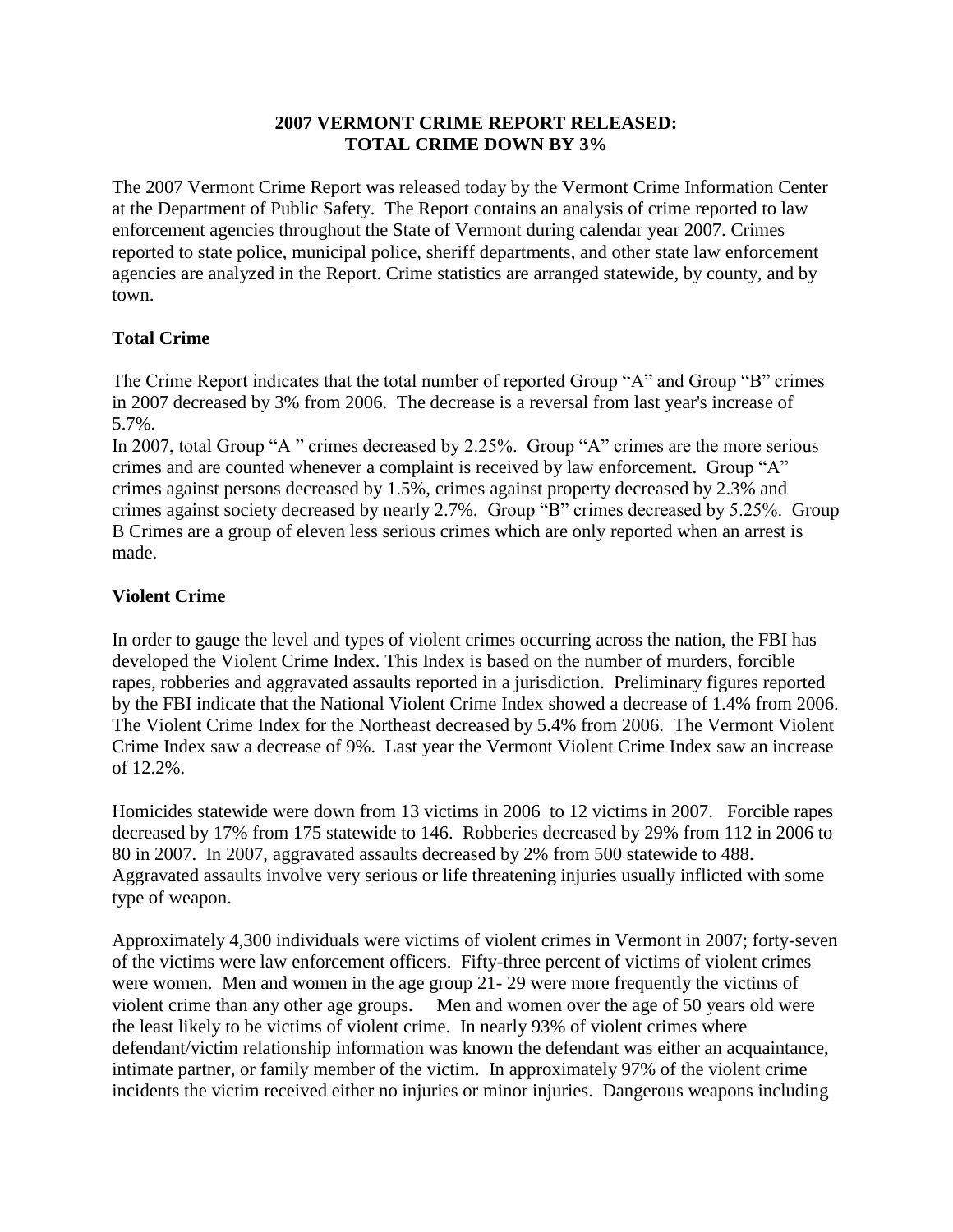# 2007 VERMONT CRIME REPORT RELEASED: TOTAL CRIME DOWN BY 3%

The 2007 Vermont Crime Report was released today by the Vermont Crime Information Center at the Department of Public Safety. The Report contains an analysis of crime reported to law enforcement agencies throughout the State of Vermont during calendar year 2007. Crimes reported to state police, municipal police, sheriff departments, and other state law enforcement agencies are analyzed in the Report. Crime statistics are arranged statewide, by county, and by town.

## Total Crime

The Crime Report indicates that the total number of reported Group "A" and Group "B" crimes in 2007 decreased by 3% from 2006. The decrease is a reversal from last year's increase of 5.7%.

In 2007, total Group "A " crimes decreased by 2.25%. Group "A" crimes are the more serious crimes and are counted whenever a complaint is received by law enforcement. Group "A" crimes against persons decreased by 1.5%, crimes against property decreased by 2.3% and crimes against society decreased by nearly 2.7%. Group "B" crimes decreased by 5.25%. Group B Crimes are a group of eleven less serious crimes which are only reported when an arrest is made.

## Violent Crime

In order to gauge the level and types of violent crimes occurring across the nation, the FBI has developed the Violent Crime Index. This Index is based on the number of murders, forcible rapes, robberies and aggravated assaults reported in a jurisdiction. Preliminary figures reported by the FBI indicate that the National Violent Crime Index showed a decrease of 1.4% from 2006. The Violent Crime Index for the Northeast decreased by 5.4% from 2006. The Vermont Violent Crime Index saw a decrease of 9%. Last year the Vermont Violent Crime Index saw an increase of 12.2%.

Homicides statewide were down from 13 victims in 2006 to 12 victims in 2007. Forcible rapes decreased by 17% from 175 statewide to 146. Robberies decreased by 29% from 112 in 2006 to 80 in 2007. In 2007, aggravated assaults decreased by 2% from 500 statewide to 488. Aggravated assaults involve very serious or life threatening injuries usually inflicted with some type of weapon.

Approximately 4,300 individuals were victims of violent crimes in Vermont in 2007; forty-seven of the victims were law enforcement officers. Fifty-three percent of victims of violent crimes were women. Men and women in the age group 21- 29 were more frequently the victims of violent crime than any other age groups. Men and women over the age of 50 years old were the least likely to be victims of violent crime. In nearly 93% of violent crimes where defendant/victim relationship information was known the defendant was either an acquaintance, intimate partner, or family member of the victim. In approximately 97% of the violent crime incidents the victim received either no injuries or minor injuries. Dangerous weapons including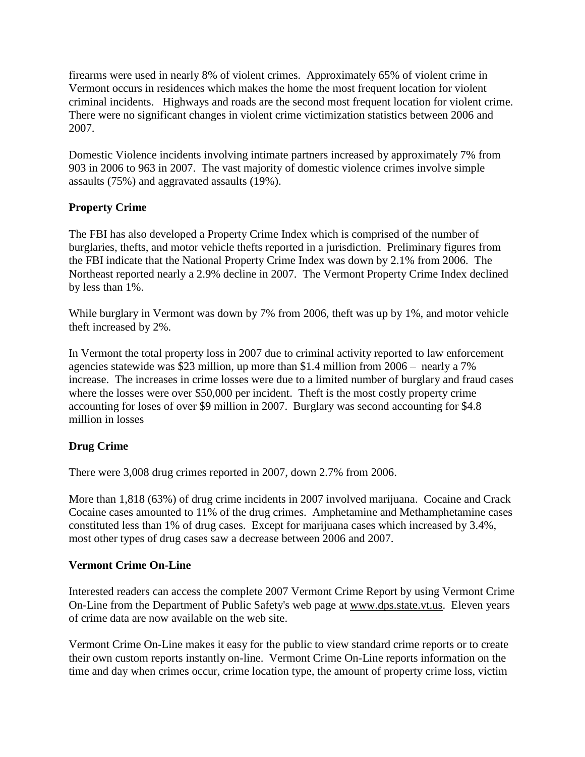firearms were used in nearly 8% of violent crimes. Approximately 65% of violent crime in Vermont occurs in residences which makes the home the most frequent location for violent criminal incidents. Highways and roads are the second most frequent location for violent crime. There were no significant changes in violent crime victimization statistics between 2006 and 2007.

Domestic Violence incidents involving intimate partners increased by approximately 7% from 903 in 2006 to 963 in 2007. The vast majority of domestic violence crimes involve simple assaults (75%) and aggravated assaults (19%).

**Property Crime**

The FBI has also developed a Property Crime Index which is comprised of the number of burglaries, thefts, and motor vehicle thefts reported in a jurisdiction. Preliminary figures from the FBI indicate that the National Property Crime Index was down by 2.1% from 2006. The Northeast reported nearly a 2.9% decline in 2007. The Vermont Property Crime Index declined by less than 1%.

While burglary in Vermont was down by 7% from 2006, theft was up by 1%, and motor vehicle theft increased by 2%.

In Vermont the total property loss in 2007 due to criminal activity reported to law enforcement agencies statewide was $23 million, up more than $1.4 million from 2006 – nearly a 7% increase. The increases in crime losses were due to a limited number of burglary and fraud cases where the losses were over $50,000 per incident. Theft is the most costly property crime accounting for loses of over $9 million in 2007. Burglary was second accounting for $4.8 million in losses

**Drug Crime**

There were 3,008 drug crimes reported in 2007, down 2.7% from 2006.

More than 1,818 (63%) of drug crime incidents in 2007 involved marijuana. Cocaine and Crack Cocaine cases amounted to 11% of the drug crimes. Amphetamine and Methamphetamine cases constituted less than 1% of drug cases. Except for marijuana cases which increased by 3.4%, most other types of drug cases saw a decrease between 2006 and 2007.

**Vermont Crime On-Line**

Interested readers can access the complete 2007 Vermont Crime Report by using Vermont Crime On-Line from the Department of Public Safety's web page at www.dps.state.vt.us. Eleven years of crime data are now available on the web site.

Vermont Crime On-Line makes it easy for the public to view standard crime reports or to create their own custom reports instantly on-line. Vermont Crime On-Line reports information on the time and day when crimes occur, crime location type, the amount of property crime loss, victim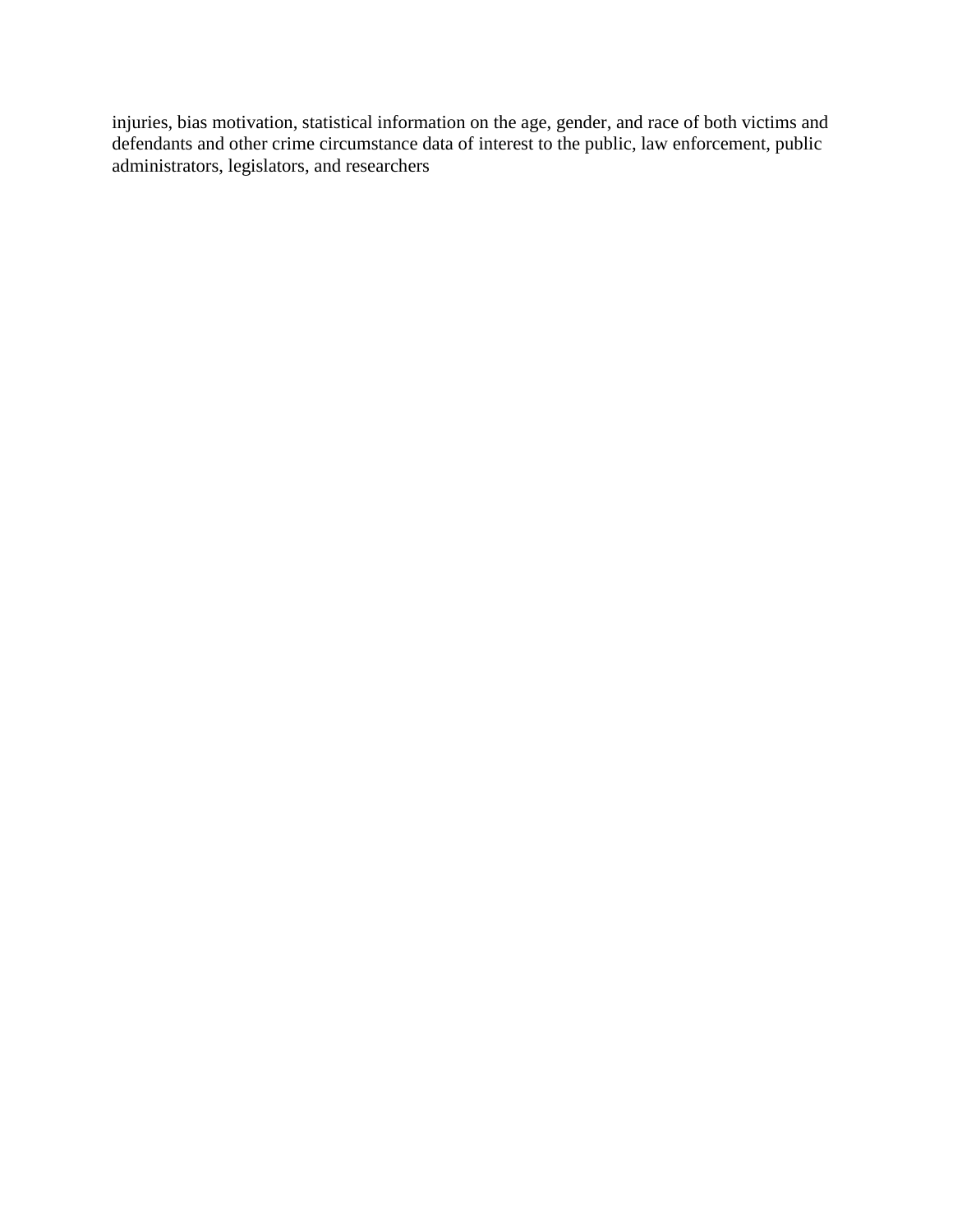injuries, bias motivation, statistical information on the age, gender, and race of both victims and defendants and other crime circumstance data of interest to the public, law enforcement, public administrators, legislators, and researchers